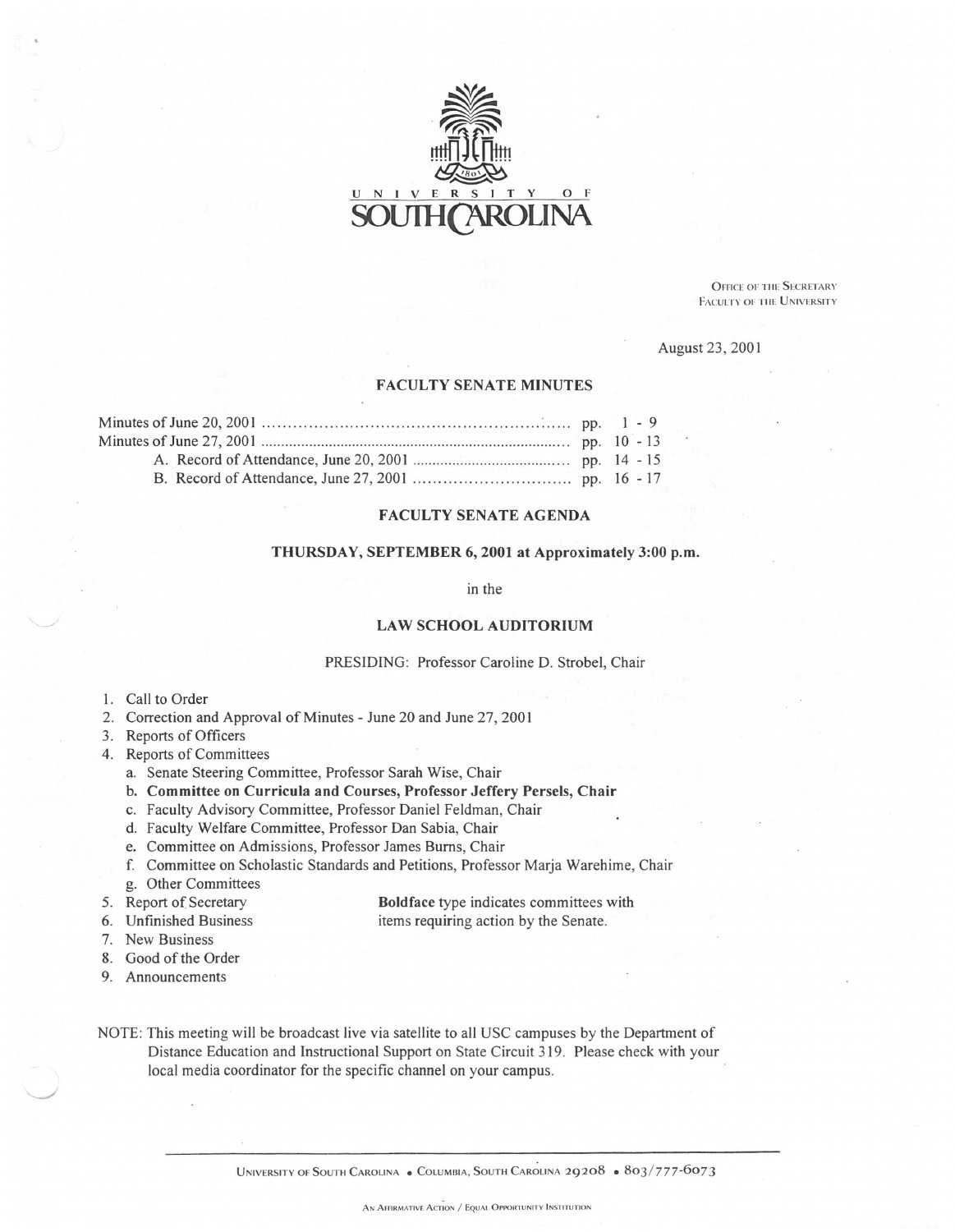UNIVERSITY OF SOUTH CAROLINA

OFFICE OF THE SECRETARY
FACULTY OF THE UNIVERSITY

August 23, 2001

## FACULTY SENATE MINUTES

| | |
|---|---|
| Minutes of June 20, 2001 | pp. 1 - 9 |
| Minutes of June 27, 2001 | pp. 10 - 13 |
| A. Record of Attendance, June 20, 2001 | pp. 14 - 15 |
| B. Record of Attendance, June 27, 2001 | pp. 16 - 17 |

## FACULTY SENATE AGENDA

### THURSDAY, SEPTEMBER 6, 2001 at Approximately 3:00 p.m.

in the

### LAW SCHOOL AUDITORIUM

PRESIDING: Professor Caroline D. Strobel, Chair

1. Call to Order
2. Correction and Approval of Minutes - June 20 and June 27, 2001
3. Reports of Officers
4. Reports of Committees
   a. Senate Steering Committee, Professor Sarah Wise, Chair
   b. **Committee on Curricula and Courses, Professor Jeffery Persels, Chair**
   c. Faculty Advisory Committee, Professor Daniel Feldman, Chair
   d. Faculty Welfare Committee, Professor Dan Sabia, Chair
   e. Committee on Admissions, Professor James Burns, Chair
   f. Committee on Scholastic Standards and Petitions, Professor Marja Warehime, Chair
   g. Other Committees
5. Report of Secretary
6. Unfinished Business
7. New Business
8. Good of the Order
9. Announcements

**Boldface** type indicates committees with items requiring action by the Senate.

NOTE: This meeting will be broadcast live via satellite to all USC campuses by the Department of Distance Education and Instructional Support on State Circuit 319. Please check with your local media coordinator for the specific channel on your campus.

UNIVERSITY OF SOUTH CAROLINA • COLUMBIA, SOUTH CAROLINA 29208 • 803/777-6073

AN AFFIRMATIVE ACTION / EQUAL OPPORTUNITY INSTITUTION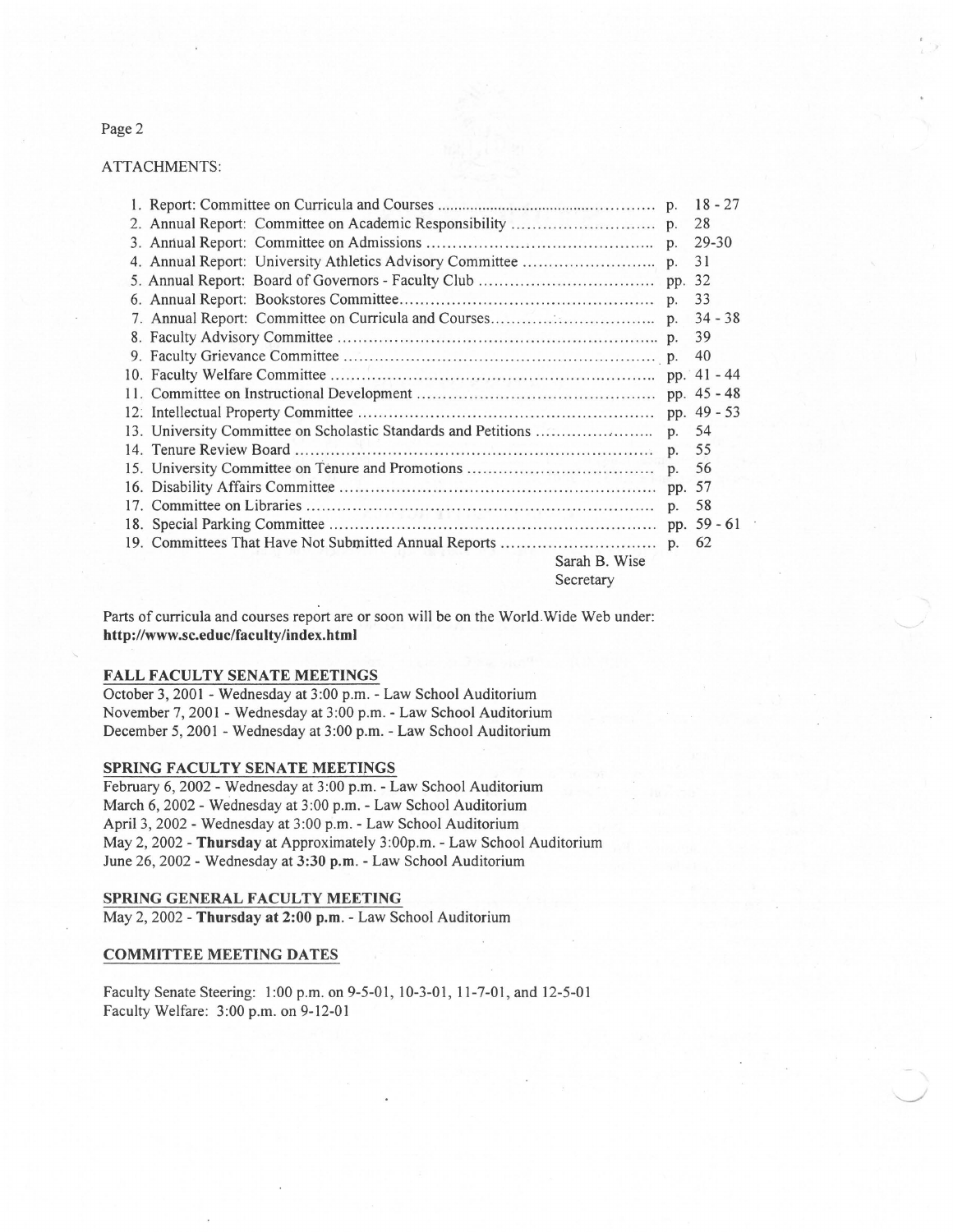ATTACHMENTS:

| | | |
|---|---|---|
| 1. Report: Committee on Curricula and Courses | p. | 18 - 27 |
| 2. Annual Report: Committee on Academic Responsibility | p. | 28 |
| 3. Annual Report: Committee on Admissions | p. | 29-30 |
| 4. Annual Report: University Athletics Advisory Committee | p. | 31 |
| 5. Annual Report: Board of Governors - Faculty Club | pp. | 32 |
| 6. Annual Report: Bookstores Committee | p. | 33 |
| 7. Annual Report: Committee on Curricula and Courses | p. | 34 - 38 |
| 8. Faculty Advisory Committee | p. | 39 |
| 9. Faculty Grievance Committee | p. | 40 |
| 10. Faculty Welfare Committee | pp. | 41 - 44 |
| 11. Committee on Instructional Development | pp. | 45 - 48 |
| 12. Intellectual Property Committee | pp. | 49 - 53 |
| 13. University Committee on Scholastic Standards and Petitions | p. | 54 |
| 14. Tenure Review Board | p. | 55 |
| 15. University Committee on Tenure and Promotions | p. | 56 |
| 16. Disability Affairs Committee | pp. | 57 |
| 17. Committee on Libraries | p. | 58 |
| 18. Special Parking Committee | pp. | 59 - 61 |
| 19. Committees That Have Not Submitted Annual Reports | p. | 62 |

Sarah B. Wise
Secretary

Parts of curricula and courses report are or soon will be on the World Wide Web under:
**http://www.sc.educ/faculty/index.html**

## FALL FACULTY SENATE MEETINGS

October 3, 2001 - Wednesday at 3:00 p.m. - Law School Auditorium
November 7, 2001 - Wednesday at 3:00 p.m. - Law School Auditorium
December 5, 2001 - Wednesday at 3:00 p.m. - Law School Auditorium

## SPRING FACULTY SENATE MEETINGS

February 6, 2002 - Wednesday at 3:00 p.m. - Law School Auditorium
March 6, 2002 - Wednesday at 3:00 p.m. - Law School Auditorium
April 3, 2002 - Wednesday at 3:00 p.m. - Law School Auditorium
May 2, 2002 - **Thursday** at Approximately 3:00p.m. - Law School Auditorium
June 26, 2002 - Wednesday at **3:30 p.m.** - Law School Auditorium

## SPRING GENERAL FACULTY MEETING

May 2, 2002 - **Thursday at 2:00 p.m.** - Law School Auditorium

## COMMITTEE MEETING DATES

Faculty Senate Steering: 1:00 p.m. on 9-5-01, 10-3-01, 11-7-01, and 12-5-01
Faculty Welfare: 3:00 p.m. on 9-12-01